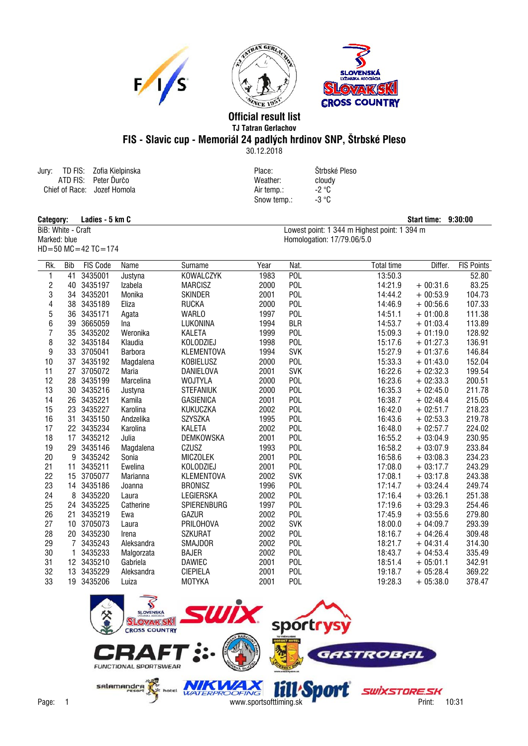# Official result list

**TJ Tatran Gerlachov**

## FIS - Slavic cup - Memoriál 24 padlých hrdinov SNP, Štrbské Pleso

30.12.2018

Jury: TD FIS: Zofia Kielpinska
ATD FIS: Peter Ďurčo
Chief of Race: Jozef Homola

Place: Štrbské Pleso
Weather: cloudy
Air temp.: -2 °C
Snow temp.: -3 °C

**Category: Ladies - 5 km C** **Start time: 9:30:00**

BiB: White - Craft
Marked: blue
HD=50 MC=42 TC=174

Lowest point: 1 344 m Highest point: 1 394 m
Homologation: 17/79.06/5.0

| Rk. | Bib | FIS Code | Name | Surname | Year | Nat. | Total time | Differ. | FIS Points |
|---|---|---|---|---|---|---|---|---|---|
| 1 | 41 | 3435001 | Justyna | KOWALCZYK | 1983 | POL | 13:50.3 | | 52.80 |
| 2 | 40 | 3435197 | Izabela | MARCISZ | 2000 | POL | 14:21.9 | + 00:31.6 | 83.25 |
| 3 | 34 | 3435201 | Monika | SKINDER | 2001 | POL | 14:44.2 | + 00:53.9 | 104.73 |
| 4 | 38 | 3435189 | Eliza | RUCKA | 2000 | POL | 14:46.9 | + 00:56.6 | 107.33 |
| 5 | 36 | 3435171 | Agata | WARLO | 1997 | POL | 14:51.1 | + 01:00.8 | 111.38 |
| 6 | 39 | 3665059 | Ina | LUKONINA | 1994 | BLR | 14:53.7 | + 01:03.4 | 113.89 |
| 7 | 35 | 3435202 | Weronika | KALETA | 1999 | POL | 15:09.3 | + 01:19.0 | 128.92 |
| 8 | 32 | 3435184 | Klaudia | KOLODZIEJ | 1998 | POL | 15:17.6 | + 01:27.3 | 136.91 |
| 9 | 33 | 3705041 | Barbora | KLEMENTOVA | 1994 | SVK | 15:27.9 | + 01:37.6 | 146.84 |
| 10 | 37 | 3435192 | Magdalena | KOBIELUSZ | 2000 | POL | 15:33.3 | + 01:43.0 | 152.04 |
| 11 | 27 | 3705072 | Maria | DANIELOVA | 2001 | SVK | 16:22.6 | + 02:32.3 | 199.54 |
| 12 | 28 | 3435199 | Marcelina | WOJTYLA | 2000 | POL | 16:23.6 | + 02:33.3 | 200.51 |
| 13 | 30 | 3435216 | Justyna | STEFANIUK | 2000 | POL | 16:35.3 | + 02:45.0 | 211.78 |
| 14 | 26 | 3435221 | Kamila | GASIENICA | 2001 | POL | 16:38.7 | + 02:48.4 | 215.05 |
| 15 | 23 | 3435227 | Karolina | KUKUCZKA | 2002 | POL | 16:42.0 | + 02:51.7 | 218.23 |
| 16 | 31 | 3435150 | Andzelika | SZYSZKA | 1995 | POL | 16:43.6 | + 02:53.3 | 219.78 |
| 17 | 22 | 3435234 | Karolina | KALETA | 2002 | POL | 16:48.0 | + 02:57.7 | 224.02 |
| 18 | 17 | 3435212 | Julia | DEMKOWSKA | 2001 | POL | 16:55.2 | + 03:04.9 | 230.95 |
| 19 | 29 | 3435146 | Magdalena | CZUSZ | 1993 | POL | 16:58.2 | + 03:07.9 | 233.84 |
| 20 | 9 | 3435242 | Sonia | MICZOLEK | 2001 | POL | 16:58.6 | + 03:08.3 | 234.23 |
| 21 | 11 | 3435211 | Ewelina | KOLODZIEJ | 2001 | POL | 17:08.0 | + 03:17.7 | 243.29 |
| 22 | 15 | 3705077 | Marianna | KLEMENTOVA | 2002 | SVK | 17:08.1 | + 03:17.8 | 243.38 |
| 23 | 14 | 3435186 | Joanna | BRONISZ | 1996 | POL | 17:14.7 | + 03:24.4 | 249.74 |
| 24 | 8 | 3435220 | Laura | LEGIERSKA | 2002 | POL | 17:16.4 | + 03:26.1 | 251.38 |
| 25 | 24 | 3435225 | Catherine | SPIERENBURG | 1997 | POL | 17:19.6 | + 03:29.3 | 254.46 |
| 26 | 21 | 3435219 | Ewa | GAZUR | 2002 | POL | 17:45.9 | + 03:55.6 | 279.80 |
| 27 | 10 | 3705073 | Laura | PRILOHOVA | 2002 | SVK | 18:00.0 | + 04:09.7 | 293.39 |
| 28 | 20 | 3435230 | Irena | SZKURAT | 2002 | POL | 18:16.7 | + 04:26.4 | 309.48 |
| 29 | 7 | 3435243 | Aleksandra | SMAJDOR | 2002 | POL | 18:21.7 | + 04:31.4 | 314.30 |
| 30 | 1 | 3435233 | Malgorzata | BAJER | 2002 | POL | 18:43.7 | + 04:53.4 | 335.49 |
| 31 | 12 | 3435210 | Gabriela | DAWIEC | 2001 | POL | 18:51.4 | + 05:01.1 | 342.91 |
| 32 | 13 | 3435229 | Aleksandra | CIEPIELA | 2001 | POL | 19:18.7 | + 05:28.4 | 369.22 |
| 33 | 19 | 3435206 | Luiza | MOTYKA | 2001 | POL | 19:28.3 | + 05:38.0 | 378.47 |

www.sportsofttiming.sk

Print: 10:31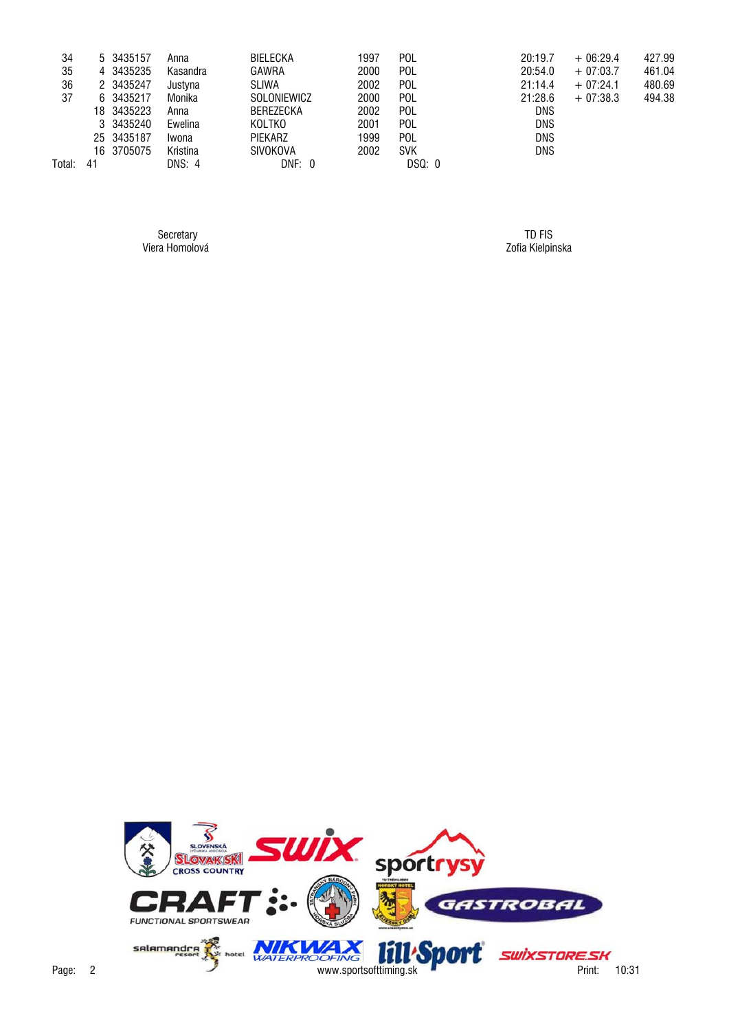| | | | | | | | | | |
|---|---|---|---|---|---|---|---|---|---|
| 34 | 5 | 3435157 | Anna | BIELECKA | 1997 | POL | 20:19.7 | + 06:29.4 | 427.99 |
| 35 | 4 | 3435235 | Kasandra | GAWRA | 2000 | POL | 20:54.0 | + 07:03.7 | 461.04 |
| 36 | 2 | 3435247 | Justyna | SLIWA | 2002 | POL | 21:14.4 | + 07:24.1 | 480.69 |
| 37 | 6 | 3435217 | Monika | SOLONIEWICZ | 2000 | POL | 21:28.6 | + 07:38.3 | 494.38 |
| | 18 | 3435223 | Anna | BEREZECKA | 2002 | POL | DNS | | |
| | 3 | 3435240 | Ewelina | KOLTKO | 2001 | POL | DNS | | |
| | 25 | 3435187 | Iwona | PIEKARZ | 1999 | POL | DNS | | |
| | 16 | 3705075 | Kristina | SIVOKOVA | 2002 | SVK | DNS | | |

Total: 41 DNS: 4 DNF: 0 DSQ: 0

Secretary
Viera Homolová

TD FIS
Zofia Kielpinska

www.sportsofttiming.sk

Print: 10:31